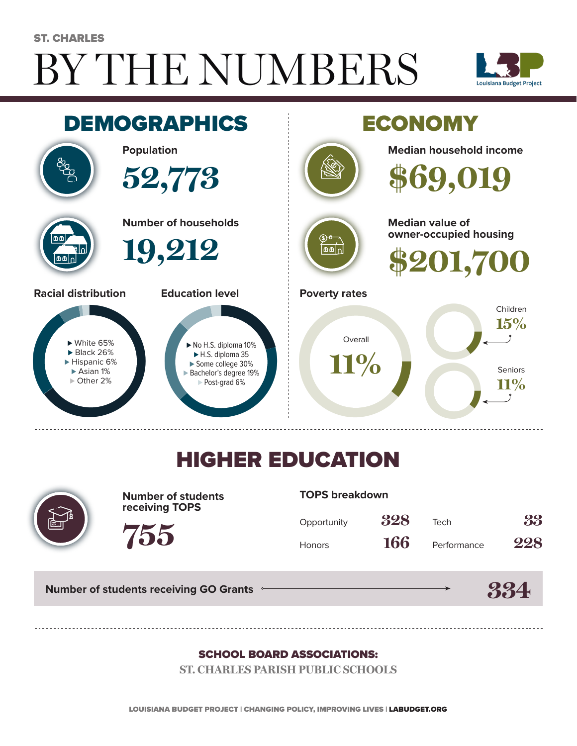ST. CHARLES

# BY THE NUMBERS

Louisiana Budget Project

## DEMOGRAPHICS

**Population**

52,773

**Number of households**

19,212

**Racial distribution**

- White 65%
- Black 26%
- Hispanic 6%
- Asian 1%
- Other 2%

**Education level**

- No H.S. diploma 10%
- H.S. diploma 35
- Some college 30%
- Bachelor's degree 19%
- Post-grad 6%

## ECONOMY

**Median household income**

$69,019

**Median value of owner-occupied housing**

$201,700

**Poverty rates**

Overall 11%

Children 15%

Seniors 11%

## HIGHER EDUCATION

**Number of students receiving TOPS**

755

**TOPS breakdown**

| | | | |
|---|---|---|---|
| Opportunity | 328 | Tech | 33 |
| Honors | 166 | Performance | 228 |

**Number of students receiving GO Grants** → 334

**SCHOOL BOARD ASSOCIATIONS:**

ST. CHARLES PARISH PUBLIC SCHOOLS

LOUISIANA BUDGET PROJECT | CHANGING POLICY, IMPROVING LIVES | LABUDGET.ORG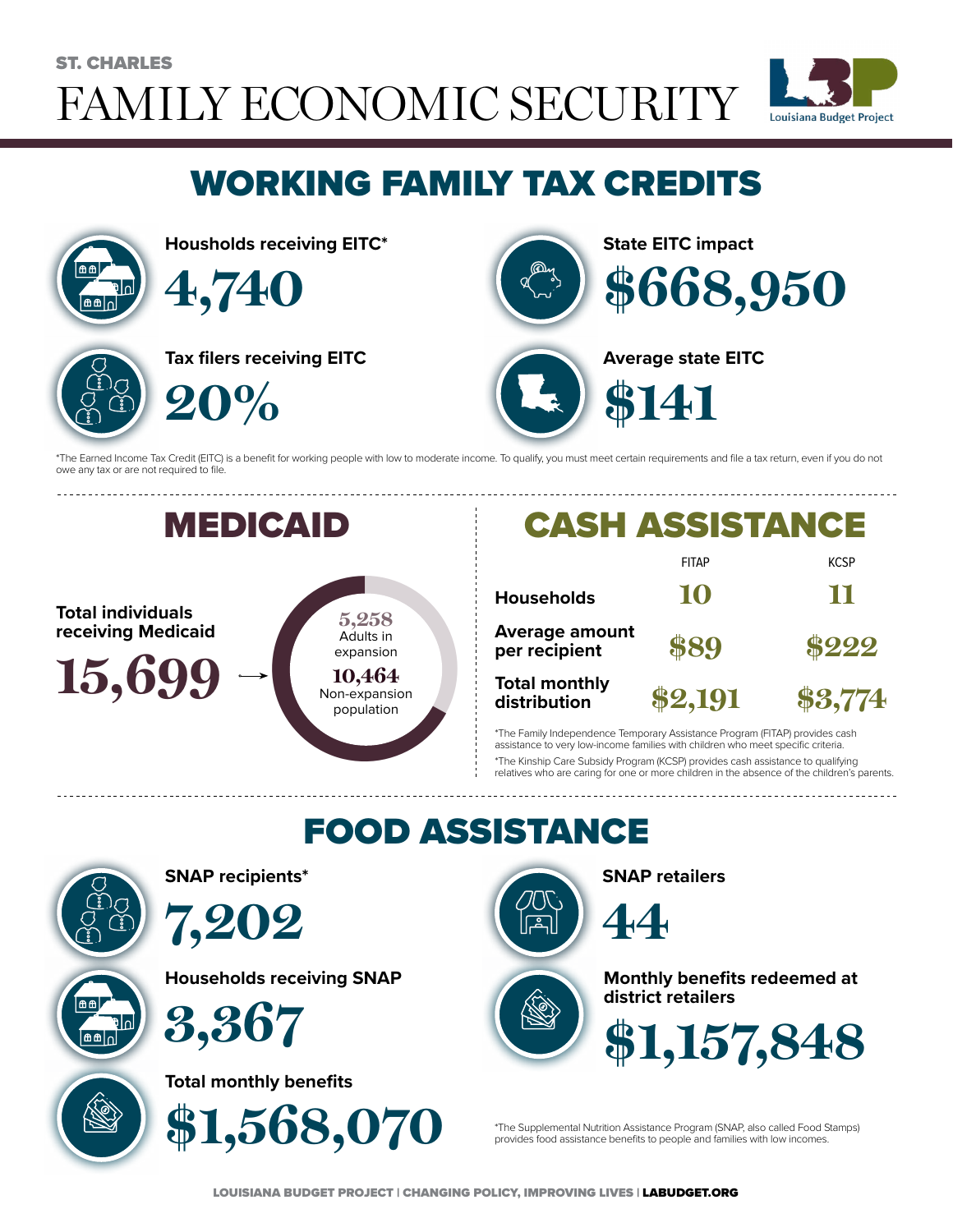ST. CHARLES

# FAMILY ECONOMIC SECURITY

Louisiana Budget Project

## WORKING FAMILY TAX CREDITS

**Households receiving EITC***

4,740

**Tax filers receiving EITC**

20%

**State EITC impact**

$668,950

**Average state EITC**

$141

*The Earned Income Tax Credit (EITC) is a benefit for working people with low to moderate income. To qualify, you must meet certain requirements and file a tax return, even if you do not owe any tax or are not required to file.

## MEDICAID

**Total individuals receiving Medicaid**

15,699 →

5,258
Adults in expansion

10,464
Non-expansion population

## CASH ASSISTANCE

| | FITAP | KCSP |
|---|---|---|
| **Households** | 10 | 11 |
| **Average amount per recipient** | $89 | $222 |
| **Total monthly distribution** | $2,191 | $3,774 |

*The Family Independence Temporary Assistance Program (FITAP) provides cash assistance to very low-income families with children who meet specific criteria.

*The Kinship Care Subsidy Program (KCSP) provides cash assistance to qualifying relatives who are caring for one or more children in the absence of the children's parents.

## FOOD ASSISTANCE

**SNAP recipients***

7,202

**Households receiving SNAP**

3,367

**Total monthly benefits**

$1,568,070

**SNAP retailers**

44

**Monthly benefits redeemed at district retailers**

$1,157,848

*The Supplemental Nutrition Assistance Program (SNAP, also called Food Stamps) provides food assistance benefits to people and families with low incomes.

LOUISIANA BUDGET PROJECT | CHANGING POLICY, IMPROVING LIVES | LABUDGET.ORG